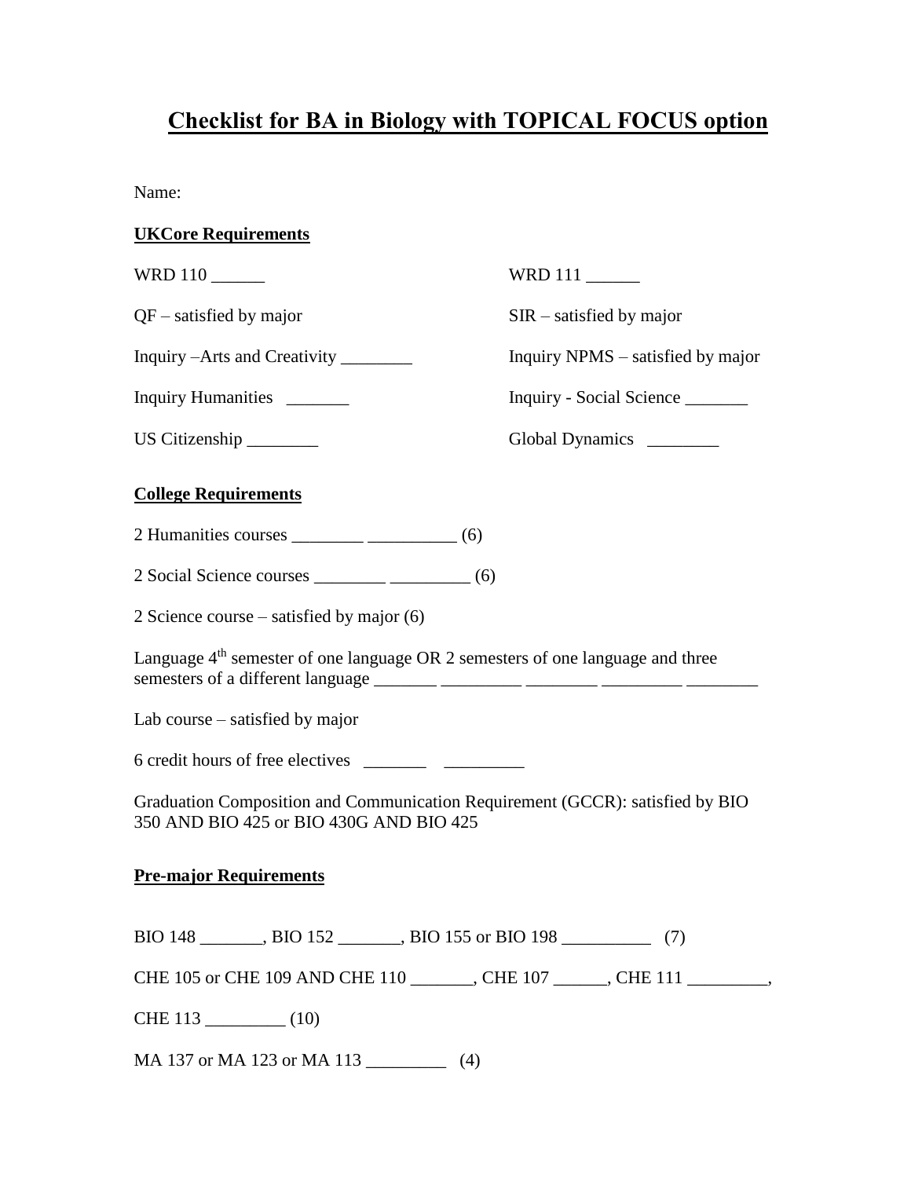# Checklist for BA in Biology with TOPICAL FOCUS option

Name:

**UKCore Requirements**

WRD 110 ______

WRD 111 ______

QF – satisfied by major

SIR – satisfied by major

Inquiry –Arts and Creativity ________

Inquiry NPMS – satisfied by major

Inquiry Humanities _______

Inquiry - Social Science _______

US Citizenship ________

Global Dynamics ________

**College Requirements**

2 Humanities courses ________ __________ (6)

2 Social Science courses ________ _________ (6)

2 Science course – satisfied by major (6)

Language 4th semester of one language OR 2 semesters of one language and three semesters of a different language _______ _________ ________ _________ ________

Lab course – satisfied by major

6 credit hours of free electives _______ _________

Graduation Composition and Communication Requirement (GCCR): satisfied by BIO 350 AND BIO 425 or BIO 430G AND BIO 425

**Pre-major Requirements**

BIO 148 _______, BIO 152 _______, BIO 155 or BIO 198 __________ (7)

CHE 105 or CHE 109 AND CHE 110 _______, CHE 107 ______, CHE 111 _________,

CHE 113 _________ (10)

MA 137 or MA 123 or MA 113 _________ (4)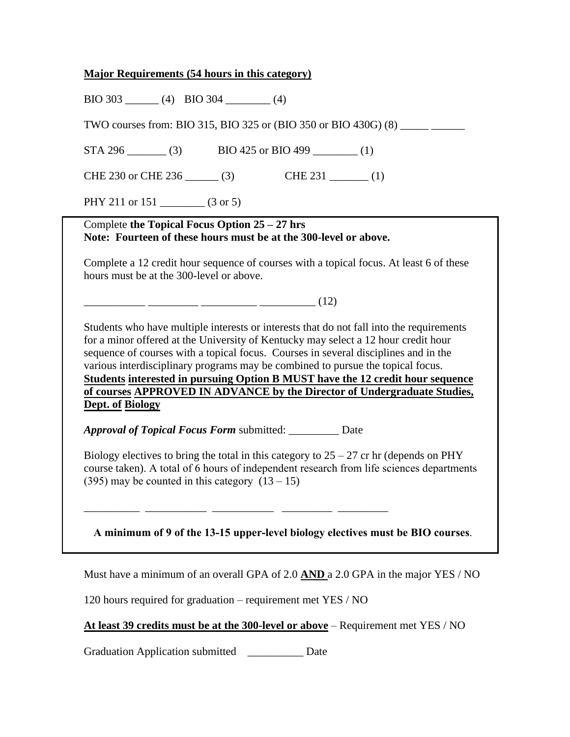**Major Requirements (54 hours in this category)**

BIO 303 ______ (4) BIO 304 ________ (4)

TWO courses from: BIO 315, BIO 325 or (BIO 350 or BIO 430G) (8) _____ ______

STA 296 _______ (3) BIO 425 or BIO 499 ________ (1)

CHE 230 or CHE 236 ______ (3) CHE 231 _______ (1)

PHY 211 or 151 ________ (3 or 5)

Complete **the Topical Focus Option 25 – 27 hrs**
**Note: Fourteen of these hours must be at the 300-level or above.**

Complete a 12 credit hour sequence of courses with a topical focus. At least 6 of these hours must be at the 300-level or above.

___________ _________ __________ __________ (12)

Students who have multiple interests or interests that do not fall into the requirements for a minor offered at the University of Kentucky may select a 12 hour credit hour sequence of courses with a topical focus. Courses in several disciplines and in the various interdisciplinary programs may be combined to pursue the topical focus. **Students interested in pursuing Option B MUST have the 12 credit hour sequence of courses APPROVED IN ADVANCE by the Director of Undergraduate Studies, Dept. of Biology**

***Approval of Topical Focus Form*** submitted: _________ Date

Biology electives to bring the total in this category to 25 – 27 cr hr (depends on PHY course taken). A total of 6 hours of independent research from life sciences departments (395) may be counted in this category (13 – 15)

__________ ___________ ___________ _________ _________

**A minimum of 9 of the 13-15 upper-level biology electives must be BIO courses**.

Must have a minimum of an overall GPA of 2.0 **AND** a 2.0 GPA in the major YES / NO

120 hours required for graduation – requirement met YES / NO

**At least 39 credits must be at the 300-level or above** – Requirement met YES / NO

Graduation Application submitted __________ Date